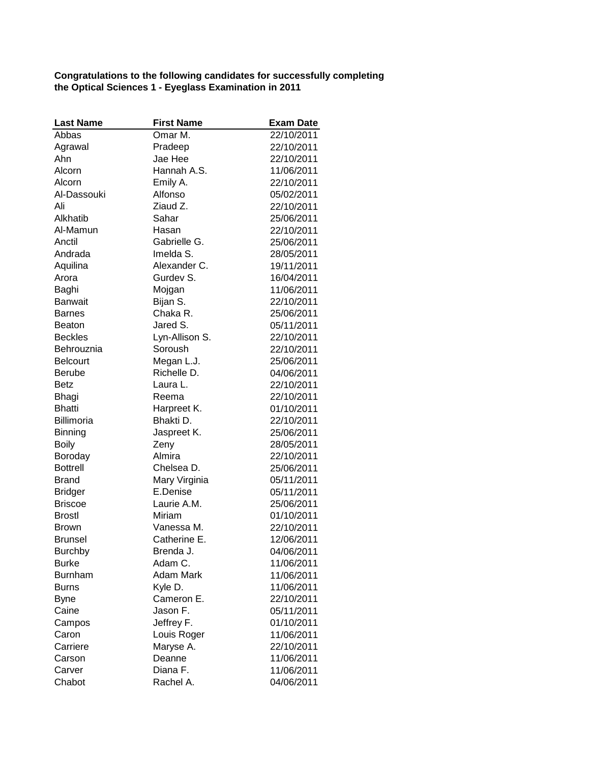**Congratulations to the following candidates for successfully completing the Optical Sciences 1 - Eyeglass Examination in 2011**

| Last Name | First Name | Exam Date |
|---|---|---|
| Abbas | Omar M. | 22/10/2011 |
| Agrawal | Pradeep | 22/10/2011 |
| Ahn | Jae Hee | 22/10/2011 |
| Alcorn | Hannah A.S. | 11/06/2011 |
| Alcorn | Emily A. | 22/10/2011 |
| Al-Dassouki | Alfonso | 05/02/2011 |
| Ali | Ziaud Z. | 22/10/2011 |
| Alkhatib | Sahar | 25/06/2011 |
| Al-Mamun | Hasan | 22/10/2011 |
| Anctil | Gabrielle G. | 25/06/2011 |
| Andrada | Imelda S. | 28/05/2011 |
| Aquilina | Alexander C. | 19/11/2011 |
| Arora | Gurdev S. | 16/04/2011 |
| Baghi | Mojgan | 11/06/2011 |
| Banwait | Bijan S. | 22/10/2011 |
| Barnes | Chaka R. | 25/06/2011 |
| Beaton | Jared S. | 05/11/2011 |
| Beckles | Lyn-Allison S. | 22/10/2011 |
| Behrouznia | Soroush | 22/10/2011 |
| Belcourt | Megan L.J. | 25/06/2011 |
| Berube | Richelle D. | 04/06/2011 |
| Betz | Laura L. | 22/10/2011 |
| Bhagi | Reema | 22/10/2011 |
| Bhatti | Harpreet K. | 01/10/2011 |
| Billimoria | Bhakti D. | 22/10/2011 |
| Binning | Jaspreet K. | 25/06/2011 |
| Boily | Zeny | 28/05/2011 |
| Boroday | Almira | 22/10/2011 |
| Bottrell | Chelsea D. | 25/06/2011 |
| Brand | Mary Virginia | 05/11/2011 |
| Bridger | E.Denise | 05/11/2011 |
| Briscoe | Laurie A.M. | 25/06/2011 |
| Brostl | Miriam | 01/10/2011 |
| Brown | Vanessa M. | 22/10/2011 |
| Brunsel | Catherine E. | 12/06/2011 |
| Burchby | Brenda J. | 04/06/2011 |
| Burke | Adam C. | 11/06/2011 |
| Burnham | Adam Mark | 11/06/2011 |
| Burns | Kyle D. | 11/06/2011 |
| Byne | Cameron E. | 22/10/2011 |
| Caine | Jason F. | 05/11/2011 |
| Campos | Jeffrey F. | 01/10/2011 |
| Caron | Louis Roger | 11/06/2011 |
| Carriere | Maryse A. | 22/10/2011 |
| Carson | Deanne | 11/06/2011 |
| Carver | Diana F. | 11/06/2011 |
| Chabot | Rachel A. | 04/06/2011 |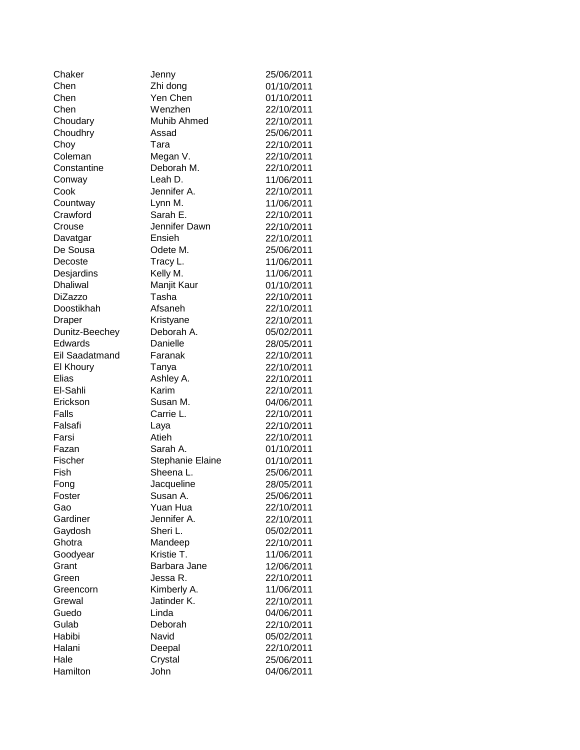| | | |
|---|---|---|
| Chaker | Jenny | 25/06/2011 |
| Chen | Zhi dong | 01/10/2011 |
| Chen | Yen Chen | 01/10/2011 |
| Chen | Wenzhen | 22/10/2011 |
| Choudary | Muhib Ahmed | 22/10/2011 |
| Choudhry | Assad | 25/06/2011 |
| Choy | Tara | 22/10/2011 |
| Coleman | Megan V. | 22/10/2011 |
| Constantine | Deborah M. | 22/10/2011 |
| Conway | Leah D. | 11/06/2011 |
| Cook | Jennifer A. | 22/10/2011 |
| Countway | Lynn M. | 11/06/2011 |
| Crawford | Sarah E. | 22/10/2011 |
| Crouse | Jennifer Dawn | 22/10/2011 |
| Davatgar | Ensieh | 22/10/2011 |
| De Sousa | Odete M. | 25/06/2011 |
| Decoste | Tracy L. | 11/06/2011 |
| Desjardins | Kelly M. | 11/06/2011 |
| Dhaliwal | Manjit Kaur | 01/10/2011 |
| DiZazzo | Tasha | 22/10/2011 |
| Doostikhah | Afsaneh | 22/10/2011 |
| Draper | Kristyane | 22/10/2011 |
| Dunitz-Beechey | Deborah A. | 05/02/2011 |
| Edwards | Danielle | 28/05/2011 |
| Eil Saadatmand | Faranak | 22/10/2011 |
| El Khoury | Tanya | 22/10/2011 |
| Elias | Ashley A. | 22/10/2011 |
| El-Sahli | Karim | 22/10/2011 |
| Erickson | Susan M. | 04/06/2011 |
| Falls | Carrie L. | 22/10/2011 |
| Falsafi | Laya | 22/10/2011 |
| Farsi | Atieh | 22/10/2011 |
| Fazan | Sarah A. | 01/10/2011 |
| Fischer | Stephanie Elaine | 01/10/2011 |
| Fish | Sheena L. | 25/06/2011 |
| Fong | Jacqueline | 28/05/2011 |
| Foster | Susan A. | 25/06/2011 |
| Gao | Yuan Hua | 22/10/2011 |
| Gardiner | Jennifer A. | 22/10/2011 |
| Gaydosh | Sheri L. | 05/02/2011 |
| Ghotra | Mandeep | 22/10/2011 |
| Goodyear | Kristie T. | 11/06/2011 |
| Grant | Barbara Jane | 12/06/2011 |
| Green | Jessa R. | 22/10/2011 |
| Greencorn | Kimberly A. | 11/06/2011 |
| Grewal | Jatinder K. | 22/10/2011 |
| Guedo | Linda | 04/06/2011 |
| Gulab | Deborah | 22/10/2011 |
| Habibi | Navid | 05/02/2011 |
| Halani | Deepal | 22/10/2011 |
| Hale | Crystal | 25/06/2011 |
| Hamilton | John | 04/06/2011 |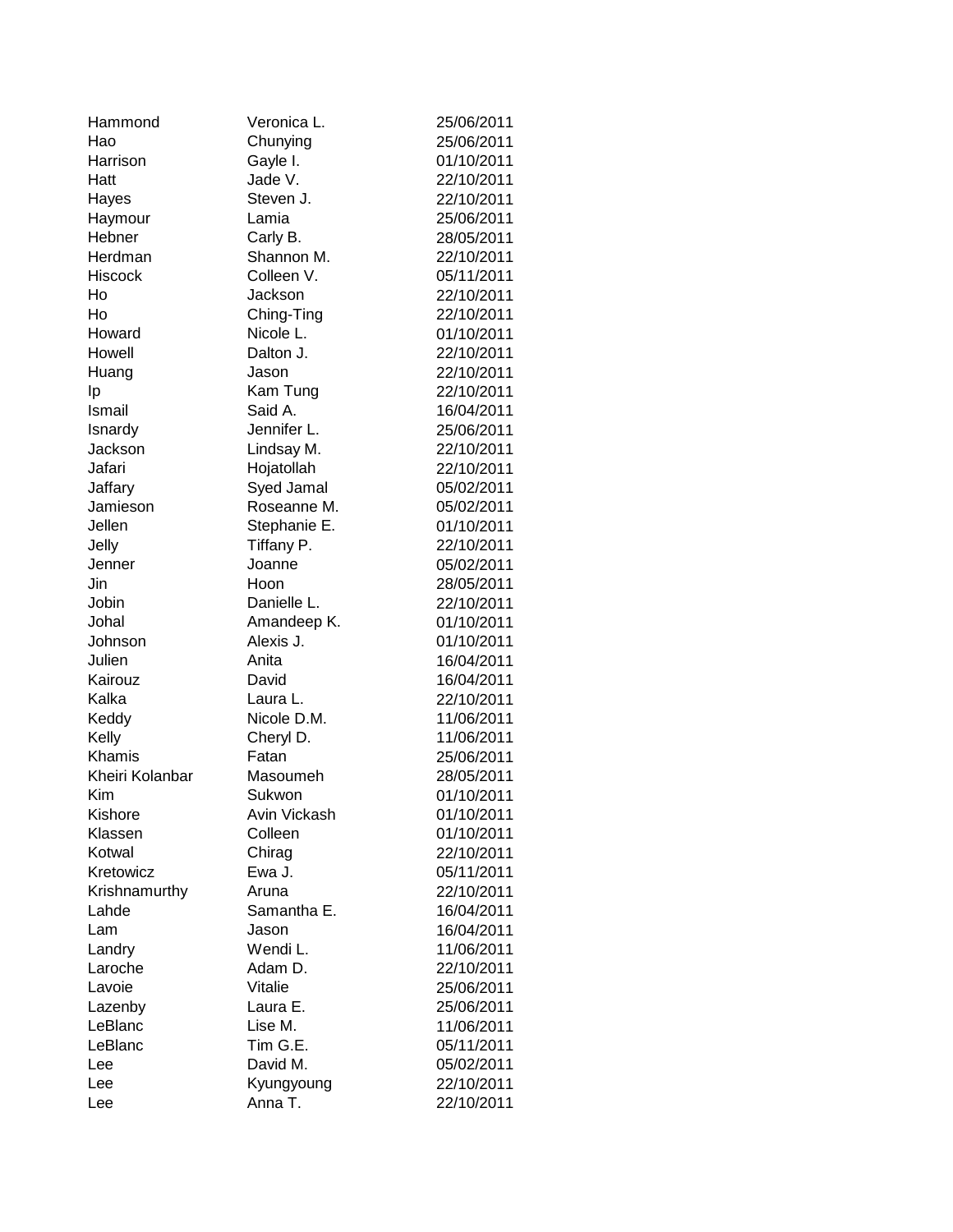| | | |
|---|---|---|
| Hammond | Veronica L. | 25/06/2011 |
| Hao | Chunying | 25/06/2011 |
| Harrison | Gayle I. | 01/10/2011 |
| Hatt | Jade V. | 22/10/2011 |
| Hayes | Steven J. | 22/10/2011 |
| Haymour | Lamia | 25/06/2011 |
| Hebner | Carly B. | 28/05/2011 |
| Herdman | Shannon M. | 22/10/2011 |
| Hiscock | Colleen V. | 05/11/2011 |
| Ho | Jackson | 22/10/2011 |
| Ho | Ching-Ting | 22/10/2011 |
| Howard | Nicole L. | 01/10/2011 |
| Howell | Dalton J. | 22/10/2011 |
| Huang | Jason | 22/10/2011 |
| Ip | Kam Tung | 22/10/2011 |
| Ismail | Said A. | 16/04/2011 |
| Isnardy | Jennifer L. | 25/06/2011 |
| Jackson | Lindsay M. | 22/10/2011 |
| Jafari | Hojatollah | 22/10/2011 |
| Jaffary | Syed Jamal | 05/02/2011 |
| Jamieson | Roseanne M. | 05/02/2011 |
| Jellen | Stephanie E. | 01/10/2011 |
| Jelly | Tiffany P. | 22/10/2011 |
| Jenner | Joanne | 05/02/2011 |
| Jin | Hoon | 28/05/2011 |
| Jobin | Danielle L. | 22/10/2011 |
| Johal | Amandeep K. | 01/10/2011 |
| Johnson | Alexis J. | 01/10/2011 |
| Julien | Anita | 16/04/2011 |
| Kairouz | David | 16/04/2011 |
| Kalka | Laura L. | 22/10/2011 |
| Keddy | Nicole D.M. | 11/06/2011 |
| Kelly | Cheryl D. | 11/06/2011 |
| Khamis | Fatan | 25/06/2011 |
| Kheiri Kolanbar | Masoumeh | 28/05/2011 |
| Kim | Sukwon | 01/10/2011 |
| Kishore | Avin Vickash | 01/10/2011 |
| Klassen | Colleen | 01/10/2011 |
| Kotwal | Chirag | 22/10/2011 |
| Kretowicz | Ewa J. | 05/11/2011 |
| Krishnamurthy | Aruna | 22/10/2011 |
| Lahde | Samantha E. | 16/04/2011 |
| Lam | Jason | 16/04/2011 |
| Landry | Wendi L. | 11/06/2011 |
| Laroche | Adam D. | 22/10/2011 |
| Lavoie | Vitalie | 25/06/2011 |
| Lazenby | Laura E. | 25/06/2011 |
| LeBlanc | Lise M. | 11/06/2011 |
| LeBlanc | Tim G.E. | 05/11/2011 |
| Lee | David M. | 05/02/2011 |
| Lee | Kyungyoung | 22/10/2011 |
| Lee | Anna T. | 22/10/2011 |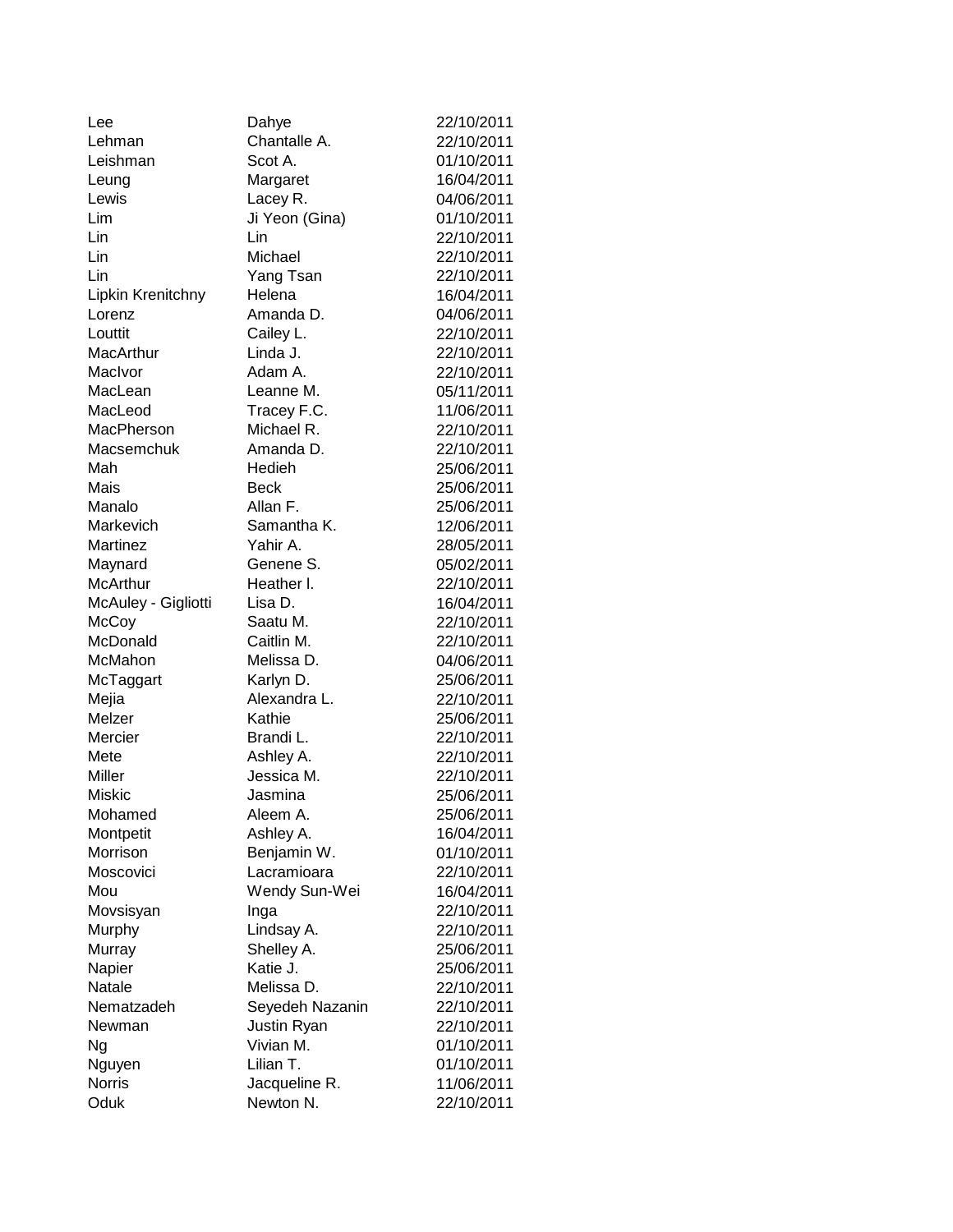| | | |
|---|---|---|
| Lee | Dahye | 22/10/2011 |
| Lehman | Chantalle A. | 22/10/2011 |
| Leishman | Scot A. | 01/10/2011 |
| Leung | Margaret | 16/04/2011 |
| Lewis | Lacey R. | 04/06/2011 |
| Lim | Ji Yeon (Gina) | 01/10/2011 |
| Lin | Lin | 22/10/2011 |
| Lin | Michael | 22/10/2011 |
| Lin | Yang Tsan | 22/10/2011 |
| Lipkin Krenitchny | Helena | 16/04/2011 |
| Lorenz | Amanda D. | 04/06/2011 |
| Louttit | Cailey L. | 22/10/2011 |
| MacArthur | Linda J. | 22/10/2011 |
| MacIvor | Adam A. | 22/10/2011 |
| MacLean | Leanne M. | 05/11/2011 |
| MacLeod | Tracey F.C. | 11/06/2011 |
| MacPherson | Michael R. | 22/10/2011 |
| Macsemchuk | Amanda D. | 22/10/2011 |
| Mah | Hedieh | 25/06/2011 |
| Mais | Beck | 25/06/2011 |
| Manalo | Allan F. | 25/06/2011 |
| Markevich | Samantha K. | 12/06/2011 |
| Martinez | Yahir A. | 28/05/2011 |
| Maynard | Genene S. | 05/02/2011 |
| McArthur | Heather l. | 22/10/2011 |
| McAuley - Gigliotti | Lisa D. | 16/04/2011 |
| McCoy | Saatu M. | 22/10/2011 |
| McDonald | Caitlin M. | 22/10/2011 |
| McMahon | Melissa D. | 04/06/2011 |
| McTaggart | Karlyn D. | 25/06/2011 |
| Mejia | Alexandra L. | 22/10/2011 |
| Melzer | Kathie | 25/06/2011 |
| Mercier | Brandi L. | 22/10/2011 |
| Mete | Ashley A. | 22/10/2011 |
| Miller | Jessica M. | 22/10/2011 |
| Miskic | Jasmina | 25/06/2011 |
| Mohamed | Aleem A. | 25/06/2011 |
| Montpetit | Ashley A. | 16/04/2011 |
| Morrison | Benjamin W. | 01/10/2011 |
| Moscovici | Lacramioara | 22/10/2011 |
| Mou | Wendy Sun-Wei | 16/04/2011 |
| Movsisyan | Inga | 22/10/2011 |
| Murphy | Lindsay A. | 22/10/2011 |
| Murray | Shelley A. | 25/06/2011 |
| Napier | Katie J. | 25/06/2011 |
| Natale | Melissa D. | 22/10/2011 |
| Nematzadeh | Seyedeh Nazanin | 22/10/2011 |
| Newman | Justin Ryan | 22/10/2011 |
| Ng | Vivian M. | 01/10/2011 |
| Nguyen | Lilian T. | 01/10/2011 |
| Norris | Jacqueline R. | 11/06/2011 |
| Oduk | Newton N. | 22/10/2011 |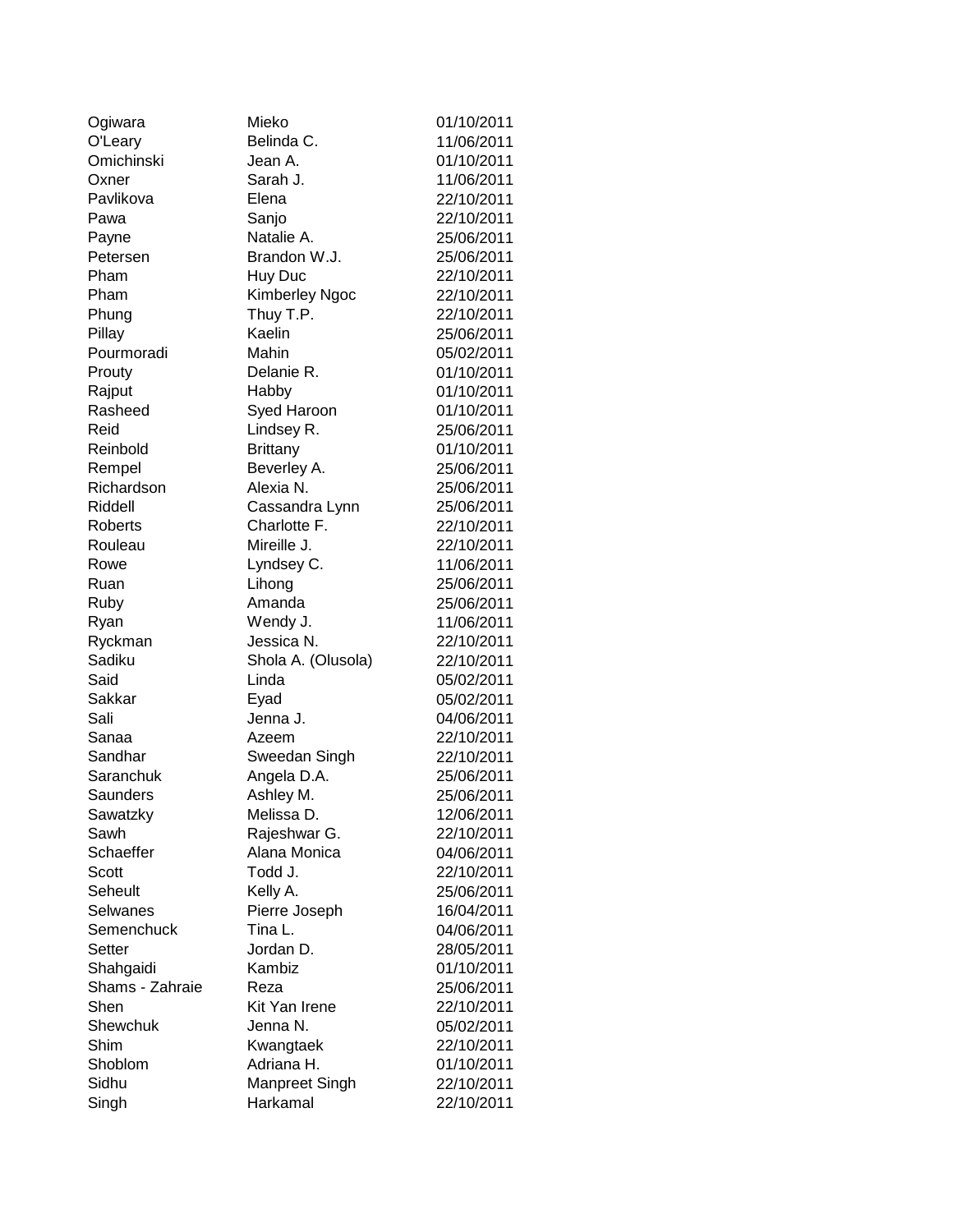| | | |
|---|---|---|
| Ogiwara | Mieko | 01/10/2011 |
| O'Leary | Belinda C. | 11/06/2011 |
| Omichinski | Jean A. | 01/10/2011 |
| Oxner | Sarah J. | 11/06/2011 |
| Pavlikova | Elena | 22/10/2011 |
| Pawa | Sanjo | 22/10/2011 |
| Payne | Natalie A. | 25/06/2011 |
| Petersen | Brandon W.J. | 25/06/2011 |
| Pham | Huy Duc | 22/10/2011 |
| Pham | Kimberley Ngoc | 22/10/2011 |
| Phung | Thuy T.P. | 22/10/2011 |
| Pillay | Kaelin | 25/06/2011 |
| Pourmoradi | Mahin | 05/02/2011 |
| Prouty | Delanie R. | 01/10/2011 |
| Rajput | Habby | 01/10/2011 |
| Rasheed | Syed Haroon | 01/10/2011 |
| Reid | Lindsey R. | 25/06/2011 |
| Reinbold | Brittany | 01/10/2011 |
| Rempel | Beverley A. | 25/06/2011 |
| Richardson | Alexia N. | 25/06/2011 |
| Riddell | Cassandra Lynn | 25/06/2011 |
| Roberts | Charlotte F. | 22/10/2011 |
| Rouleau | Mireille J. | 22/10/2011 |
| Rowe | Lyndsey C. | 11/06/2011 |
| Ruan | Lihong | 25/06/2011 |
| Ruby | Amanda | 25/06/2011 |
| Ryan | Wendy J. | 11/06/2011 |
| Ryckman | Jessica N. | 22/10/2011 |
| Sadiku | Shola A. (Olusola) | 22/10/2011 |
| Said | Linda | 05/02/2011 |
| Sakkar | Eyad | 05/02/2011 |
| Sali | Jenna J. | 04/06/2011 |
| Sanaa | Azeem | 22/10/2011 |
| Sandhar | Sweedan Singh | 22/10/2011 |
| Saranchuk | Angela D.A. | 25/06/2011 |
| Saunders | Ashley M. | 25/06/2011 |
| Sawatzky | Melissa D. | 12/06/2011 |
| Sawh | Rajeshwar G. | 22/10/2011 |
| Schaeffer | Alana Monica | 04/06/2011 |
| Scott | Todd J. | 22/10/2011 |
| Seheult | Kelly A. | 25/06/2011 |
| Selwanes | Pierre Joseph | 16/04/2011 |
| Semenchuck | Tina L. | 04/06/2011 |
| Setter | Jordan D. | 28/05/2011 |
| Shahgaidi | Kambiz | 01/10/2011 |
| Shams - Zahraie | Reza | 25/06/2011 |
| Shen | Kit Yan Irene | 22/10/2011 |
| Shewchuk | Jenna N. | 05/02/2011 |
| Shim | Kwangtaek | 22/10/2011 |
| Shoblom | Adriana H. | 01/10/2011 |
| Sidhu | Manpreet Singh | 22/10/2011 |
| Singh | Harkamal | 22/10/2011 |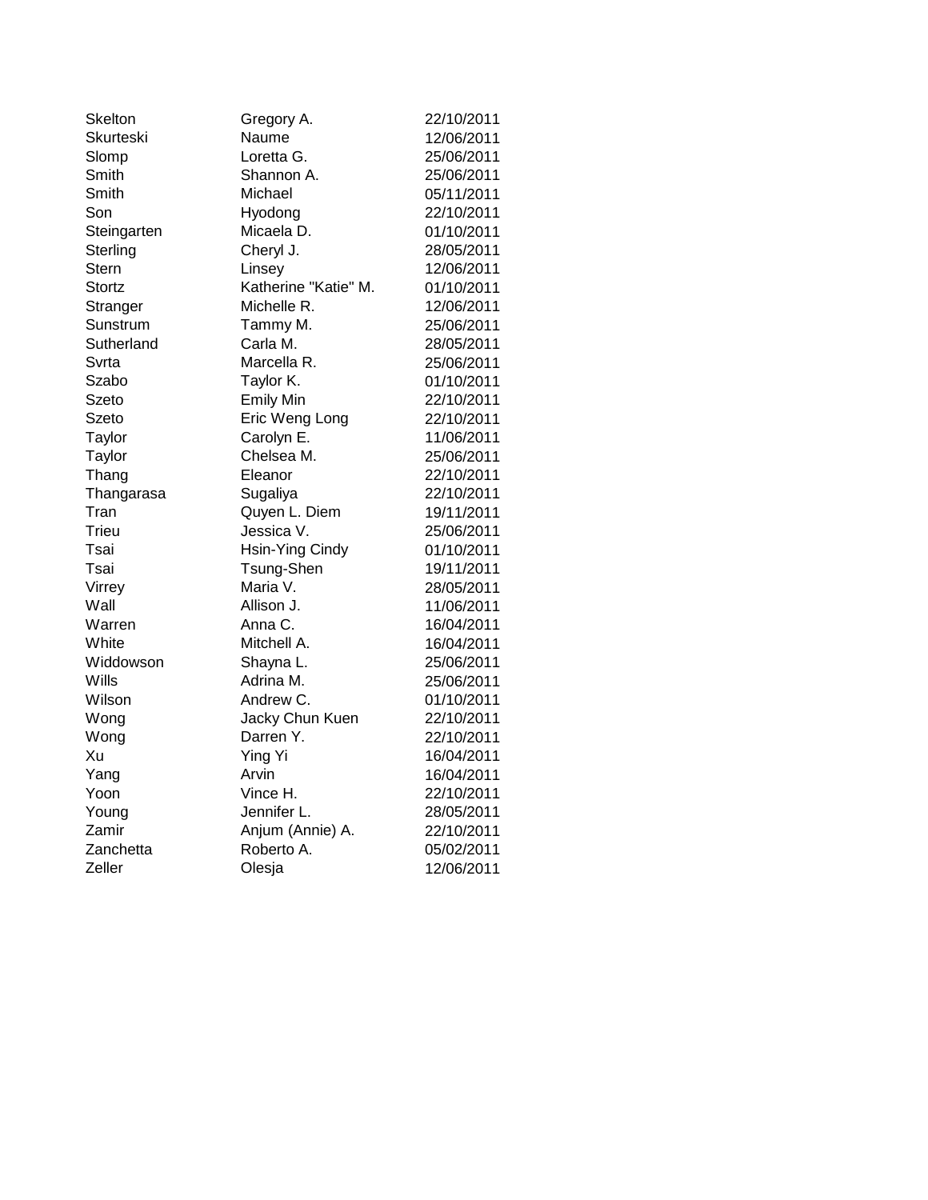| | | |
|---|---|---|
| Skelton | Gregory A. | 22/10/2011 |
| Skurteski | Naume | 12/06/2011 |
| Slomp | Loretta G. | 25/06/2011 |
| Smith | Shannon A. | 25/06/2011 |
| Smith | Michael | 05/11/2011 |
| Son | Hyodong | 22/10/2011 |
| Steingarten | Micaela D. | 01/10/2011 |
| Sterling | Cheryl J. | 28/05/2011 |
| Stern | Linsey | 12/06/2011 |
| Stortz | Katherine "Katie" M. | 01/10/2011 |
| Stranger | Michelle R. | 12/06/2011 |
| Sunstrum | Tammy M. | 25/06/2011 |
| Sutherland | Carla M. | 28/05/2011 |
| Svrta | Marcella R. | 25/06/2011 |
| Szabo | Taylor K. | 01/10/2011 |
| Szeto | Emily Min | 22/10/2011 |
| Szeto | Eric Weng Long | 22/10/2011 |
| Taylor | Carolyn E. | 11/06/2011 |
| Taylor | Chelsea M. | 25/06/2011 |
| Thang | Eleanor | 22/10/2011 |
| Thangarasa | Sugaliya | 22/10/2011 |
| Tran | Quyen L. Diem | 19/11/2011 |
| Trieu | Jessica V. | 25/06/2011 |
| Tsai | Hsin-Ying Cindy | 01/10/2011 |
| Tsai | Tsung-Shen | 19/11/2011 |
| Virrey | Maria V. | 28/05/2011 |
| Wall | Allison J. | 11/06/2011 |
| Warren | Anna C. | 16/04/2011 |
| White | Mitchell A. | 16/04/2011 |
| Widdowson | Shayna L. | 25/06/2011 |
| Wills | Adrina M. | 25/06/2011 |
| Wilson | Andrew C. | 01/10/2011 |
| Wong | Jacky Chun Kuen | 22/10/2011 |
| Wong | Darren Y. | 22/10/2011 |
| Xu | Ying Yi | 16/04/2011 |
| Yang | Arvin | 16/04/2011 |
| Yoon | Vince H. | 22/10/2011 |
| Young | Jennifer L. | 28/05/2011 |
| Zamir | Anjum (Annie) A. | 22/10/2011 |
| Zanchetta | Roberto A. | 05/02/2011 |
| Zeller | Olesja | 12/06/2011 |